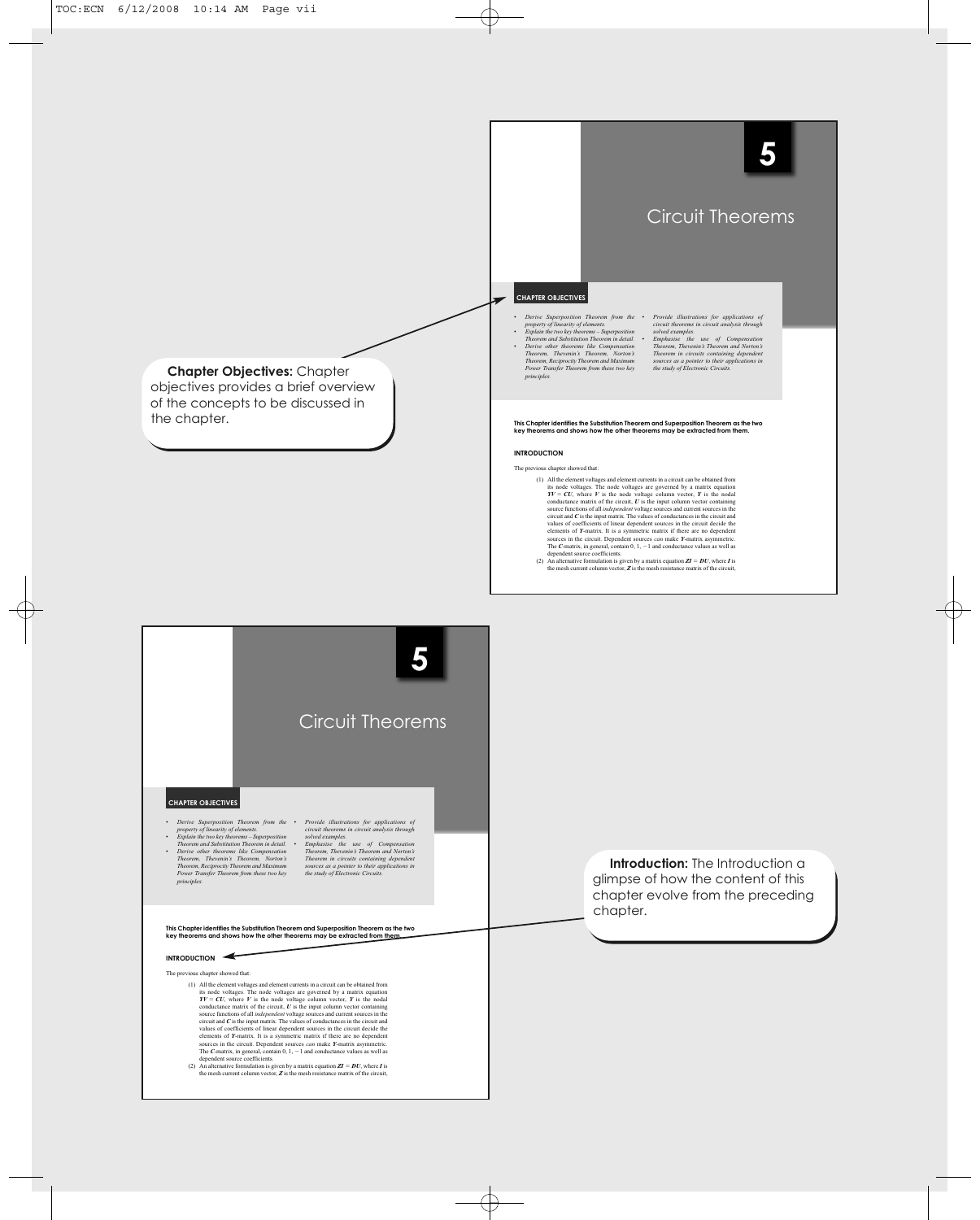**Chapter Objectives:** Chapter objectives provides a brief overview of the concepts to be discussed in the chapter.

# 5

# Circuit Theorems

## CHAPTER OBJECTIVES

- *Derive Superposition Theorem from the property of linearity of elements.*
- *Explain the two key theorems – Superposition Theorem and Substitution Theorem in detail.*
- *Derive other theorems like Compensation Theorem, Thevenin's Theorem, Norton's Theorem, Reciprocity Theorem and Maximum Power Transfer Theorem from these two key principles.*
- *Provide illustrations for applications of circuit theorems in circuit analysis through solved examples.*
- *Emphasize the use of Compensation Theorem, Thevenin's Theorem and Norton's Theorem in circuits containing dependent sources as a pointer to their applications in the study of Electronic Circuits.*

**This Chapter identifies the Substitution Theorem and Superposition Theorem as the two key theorems and shows how the other theorems may be extracted from them.**

## INTRODUCTION

The previous chapter showed that:

(1) All the element voltages and element currents in a circuit can be obtained from its node voltages. The node voltages are governed by a matrix equation $\boldsymbol{YV} = \boldsymbol{CU}$, where $\boldsymbol{V}$ is the node voltage column vector, $\boldsymbol{Y}$ is the nodal conductance matrix of the circuit, $\boldsymbol{U}$ is the input column vector containing source functions of all *independent* voltage sources and current sources in the circuit and $\boldsymbol{C}$ is the input matrix. The values of conductances in the circuit and values of coefficients of linear dependent sources in the circuit decide the elements of $\boldsymbol{Y}$-matrix. It is a symmetric matrix if there are no dependent sources in the circuit. Dependent sources *can* make $\boldsymbol{Y}$-matrix asymmetric. The $\boldsymbol{C}$-matrix, in general, contain 0, 1, −1 and conductance values as well as dependent source coefficients.

(2) An alternative formulation is given by a matrix equation $\boldsymbol{ZI} = \boldsymbol{DU}$, where $\boldsymbol{I}$ is the mesh current column vector, $\boldsymbol{Z}$ is the mesh resistance matrix of the circuit,

**Introduction:** The Introduction a glimpse of how the content of this chapter evolve from the preceding chapter.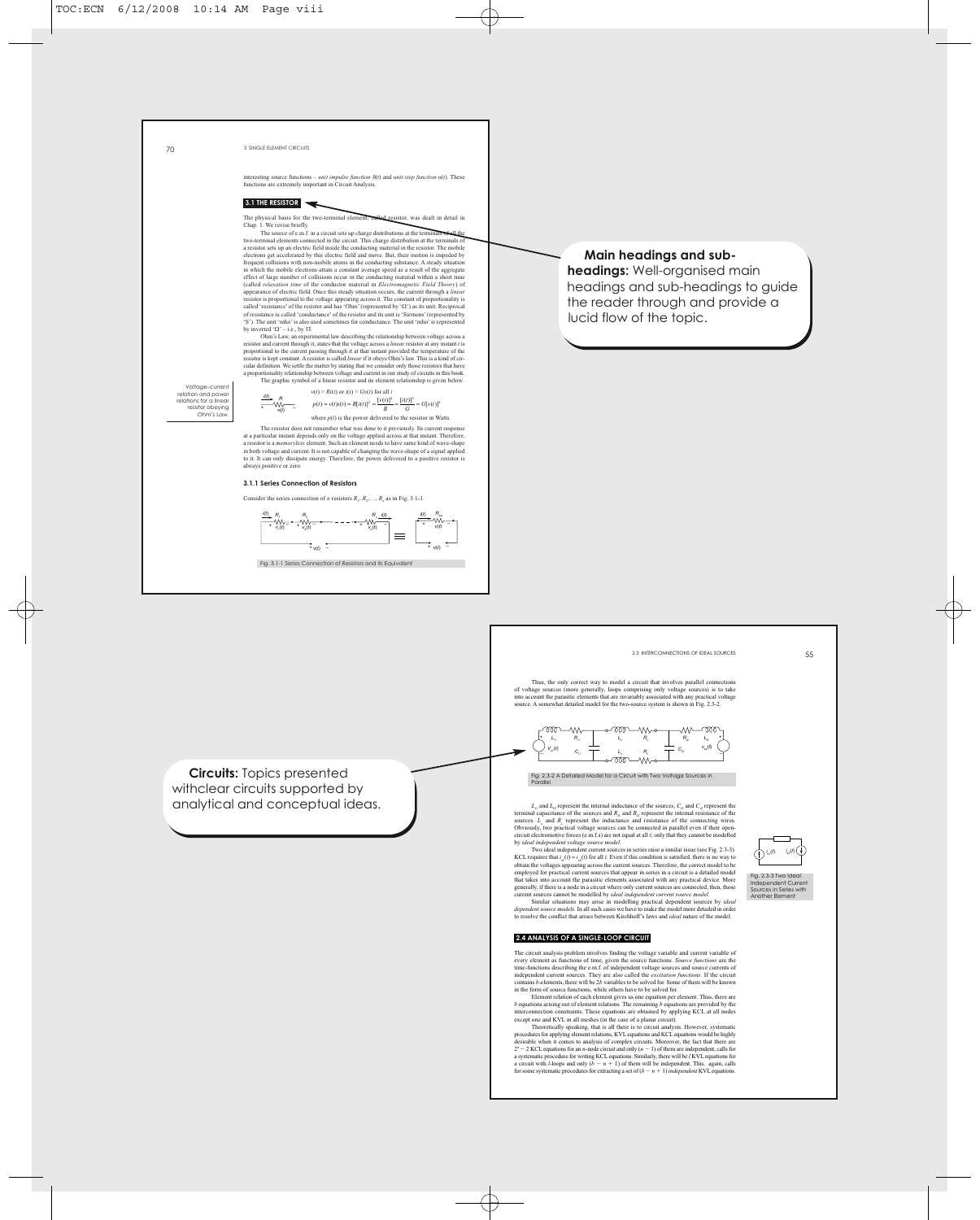interesting source functions – *unit impulse function* $\delta(t)$ and *unit step function* $u(t)$. These functions are extremely important in Circuit Analysis.

## 3.1 THE RESISTOR

The physical basis for the two-terminal element, called resistor, was dealt in detail in Chap. 1. We revise briefly.

The source of e.m.f. in a circuit sets up charge distributions at the terminals of all the two-terminal elements connected in the circuit. This charge distribution at the terminals of a resistor sets up an electric field inside the conducting material in the resistor. The mobile electrons get accelerated by this electric field and move. But, their motion is impeded by frequent collisions with non-mobile atoms in the conducting substance. A steady situation in which the mobile electrons attain a constant average speed as a result of the aggregate effect of large number of collisions occur in the conducting material within a short time (called *relaxation time* of the conductor material in *Electromagnetic Field Theory*) of appearance of electric field. Once this steady situation occurs, the current through a *linear* resistor is proportional to the voltage appearing across it. The constant of proportionality is called 'resistance' of the resistor and has 'Ohm' (represented by 'Ω') as its unit. Reciprocal of resistance is called 'conductance' of the resistor and its unit is 'Siemens' (represented by 'S'). The unit 'mho' is also used sometimes for conductance. The unit 'mho' is represented by inverted 'Ω' – i.e., by ℧.

Ohm's Law, an experimental law describing the relationship between voltage across a resistor and current through it, states that the voltage across a *linear* resistor at any instant *t* is proportional to the current passing through it at that instant provided the temperature of the resistor is kept constant. A resistor is called *linear* if it obeys Ohm's law. This is a kind of circular definition. We settle the matter by stating that we consider only those resistors that have a proportionality relationship between voltage and current in our study of circuits in this book.

The graphic symbol of a linear resistor and its element relationship is given below.

Voltage–current relation and power relations for a linear resistor obeying Ohm's Law.

$$v(t) = Ri(t) \text{ or } i(t) = Gv(t) \text{ for all } t$$

$$p(t) = v(t)i(t) = R[i(t)]^2 = \frac{[v(t)]^2}{R} = \frac{[i(t)]^2}{G} = G[v(t)]^2$$

where $p(t)$ is the power delivered to the resistor in Watts.

The resistor does not remember what was done to it previously. Its current response at a particular instant depends only on the voltage applied across at that instant. Therefore, a resistor is a *memoryless* element. Such an element needs to have same kind of wave-shape in both voltage and current. It is not capable of changing the wave-shape of a signal applied to it. It can only dissipate energy. Therefore, the power delivered to a positive resistor is always positive or zero.

### 3.1.1 Series Connection of Resistors

Consider the series connection of *n* resistors $R_1, R_2, \ldots, R_n$ as in Fig. 3.1-1.

Fig. 3.1-1 Series Connection of Resistors and its Equivalent

**Main headings and sub-headings:** Well-organised main headings and sub-headings to guide the reader through and provide a lucid flow of the topic.

Thus, the only correct way to model a circuit that involves parallel connections of voltage sources (more generally, loops comprising only voltage sources) is to take into account the parasitic elements that are invariably associated with any practical voltage source. A somewhat detailed model for the two-source system is shown in Fig. 2.3-2.

Fig. 2.3-2 A Detailed Model for a Circuit with Two Voltage Sources in Parallel

**Circuits:** Topics presented withclear circuits supported by analytical and conceptual ideas.

$L_{s1}$ and $L_{s2}$ represent the internal inductance of the sources, $C_{s1}$ and $C_{s2}$ represent the terminal capacitance of the sources and $R_{s1}$ and $R_{s2}$ represent the internal resistance of the sources. $L_c$ and $R_c$ represent the inductance and resistance of the connecting wires. Obviously, two practical voltage sources can be connected in parallel even if their open-circuit electromotive forces (e.m.f.s) are not equal at all *t*; only that they cannot be modelled by *ideal independent voltage source model*.

Two ideal independent current sources in series raise a similar issue (see Fig. 2.3-3). KCL requires that $i_{s1}(t) = i_{s2}(t)$ for all *t*. Even if this condition is satisfied, there is no way to obtain the voltages appearing across the current sources. Therefore, the correct model to be employed for practical current sources that appear in series in a circuit is a detailed model that takes into account the parasitic elements associated with any practical device. More generally, if there is a node in a circuit where only current sources are connected, then, those current sources cannot be modelled by *ideal independent current source model*.

Fig. 2.3-3 Two Ideal Independent Current Sources in Series with Another Element

Similar situations may arise in modelling practical dependent sources by *ideal dependent source models*. In all such cases we have to make the model more detailed in order to resolve the conflict that arises between Kirchhoff's laws and *ideal* nature of the model.

## 2.4 ANALYSIS OF A SINGLE-LOOP CIRCUIT

The circuit analysis problem involves finding the voltage variable and current variable of every element as functions of time, given the source functions. *Source functions* are the time-functions describing the e.m.f. of independent voltage sources and source currents of independent current sources. They are also called the *excitation functions*. If the circuit contains *b*-elements, there will be 2*b* variables to be solved for. Some of them will be known in the form of source functions, while others have to be solved for.

Element relation of each element gives us one equation per element. Thus, there are *b* equations arising out of element relations. The remaining *b* equations are provided by the interconnection constraints. These equations are obtained by applying KCL at all nodes except one and KVL in all meshes (in the case of a planar circuit).

Theoretically speaking, that is all there is to circuit analysis. However, systematic procedures for applying element relations, KVL equations and KCL equations would be highly desirable when it comes to analysis of complex circuits. Moreover, the fact that there are $2^n - 2$ KCL equations for an *n*-node circuit and only $(n - 1)$ of them are independent, calls for a systematic procedure for writing KCL equations. Similarly, there will be *l* KVL equations for a circuit with *l*-loops and only $(b - n + 1)$ of them will be independent. This, again, calls for some systematic procedures for extracting a set of $(b - n + 1)$ *independent* KVL equations.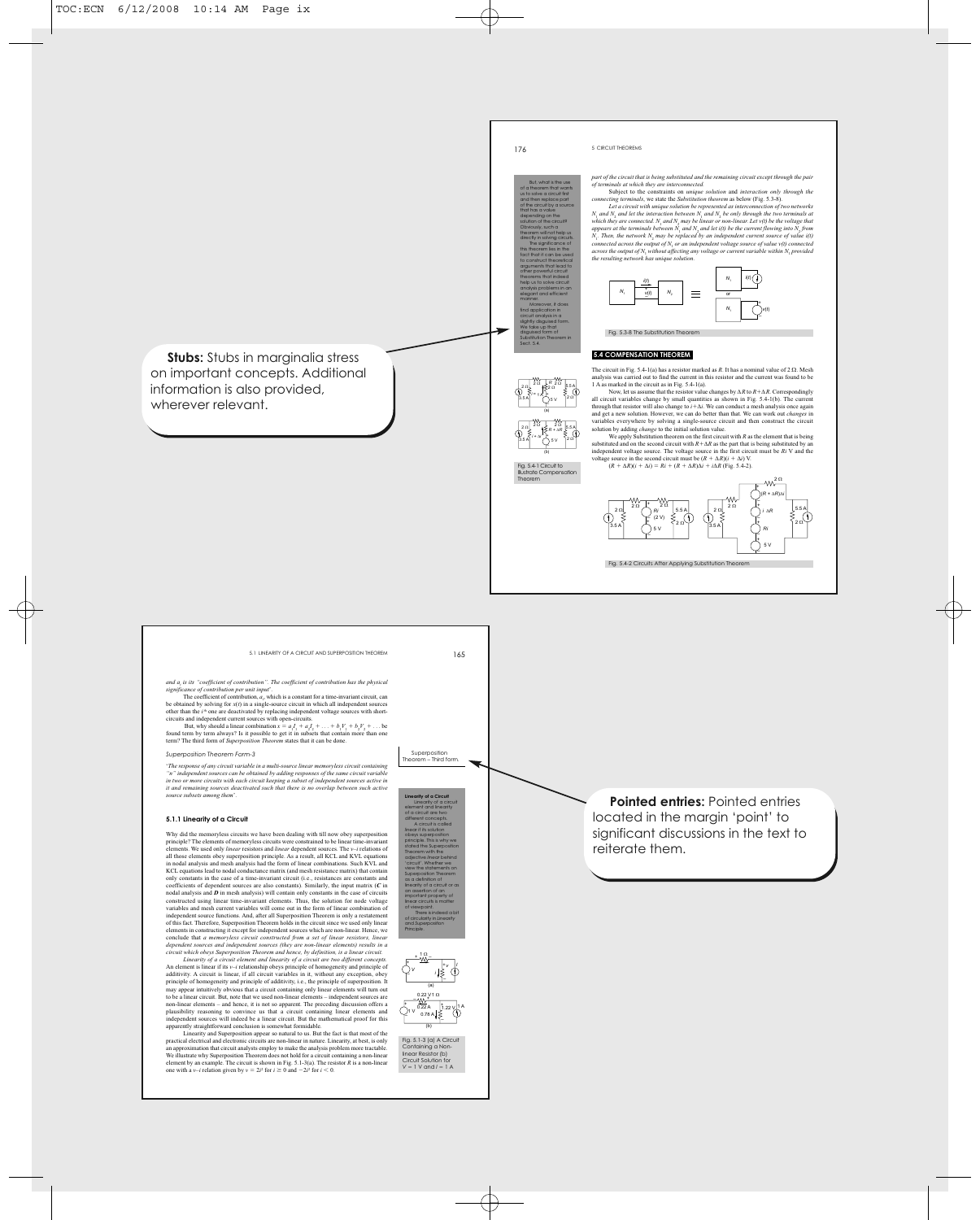**Stubs:** Stubs in marginalia stress on important concepts. Additional information is also provided, wherever relevant.

But, what is the use of a theorem that wants us to solve a circuit first and then replace part of the circuit by a source that has a value depending on the solution of the circuit? Obviously, such a theorem will not help us directly in solving circuits.

The significance of the theorem lies in the fact that it can be used to construct theoretical arguments that lead to other powerful circuit theorems that indeed help us to solve circuit analysis problems in an elegant and efficient manner.

Moreover, it does find application in circuit analysis in a slightly disguised form. We take up that disguised form of Substitution Theorem in Sect. 5.4.

*part of the circuit that is being substituted and the remaining circuit except through the pair of terminals at which they are interconnected.*

Subject to the constraints on *unique solution* and *interaction only through the connecting terminals*, we state the *Substitution theorem* as below (Fig. 5.3-8).

*Let a circuit with unique solution be represented as interconnection of two networks $N_1$ and $N_2$ and let the interaction between $N_1$ and $N_2$ be only through the two terminals at which they are connected. $N_1$ and $N_2$ may be linear or non-linear. Let v(t) be the voltage that appears at the terminals between $N_1$ and $N_2$ and let i(t) be the current flowing into $N_2$ from $N_1$. Then, the network $N_2$ may be replaced by an independent current source of value i(t) connected across the output of $N_1$ or an independent voltage source of value v(t) connected across the output of $N_1$ without affecting any voltage or current variable within $N_1$ provided the resulting network has unique solution.*

Fig. 5.3-8 The Substitution Theorem

## 5.4 COMPENSATION THEOREM

The circuit in Fig. 5.4-1(a) has a resistor marked as *R*. It has a nominal value of 2 Ω. Mesh analysis was carried out to find the current in this resistor and the current was found to be 1 A as marked in the circuit as in Fig. 5.4-1(a).

Now, let us assume that the resistor value changes by Δ*R* to *R*+Δ*R*. Correspondingly all circuit variables change by small quantities as shown in Fig. 5.4-1(b). The current through that resistor will also change to *i*+Δ*i*. We can conduct a mesh analysis once again and get a new solution. However, we can do better than that. We can work out *changes* in variables everywhere by solving a single-source circuit and then construct the circuit solution by adding *change* to the initial solution value.

We apply Substitution theorem on the first circuit with *R* as the element that is being substituted and on the second circuit with *R*+Δ*R* as the part that is being substituted by an independent voltage source. The voltage source in the first circuit must be *Ri* V and the voltage source in the second circuit must be $(R + \Delta R)(i + \Delta i)$ V.

$(R + \Delta R)(i + \Delta i) = Ri + (R + \Delta R)\Delta i + i\Delta R$ (Fig. 5.4-2).

Fig. 5.4-1 Circuit to Illustrate Compensation Theorem

Fig. 5.4-2 Circuits After Applying Substitution Theorem

**Pointed entries:** Pointed entries located in the margin 'point' to significant discussions in the text to reiterate them.

*and $a_i$ is its "coefficient of contribution". The coefficient of contribution has the physical significance of contribution per unit input*.

The coefficient of contribution, $a_i$, which is a constant for a time-invariant circuit, can be obtained by solving for *x*(*t*) in a single-source circuit in which all independent sources other than the $i^{th}$ one are deactivated by replacing independent voltage sources with short-circuits and independent current sources with open-circuits.

But, why should a linear combination $x = a_1 I_1 + a_2 I_2 + \ldots + b_1 V_1 + b_2 V_2 + \ldots$ be found term by term always? Is it possible to get it in subsets that contain more than one term? The third form of *Superposition Theorem* states that it can be done.

*Superposition Theorem Form-3*

Superposition Theorem – Third form.

*'The response of any circuit variable in a multi-source linear memoryless circuit containing "n" independent sources can be obtained by adding responses of the same circuit variable in two or more circuits with each circuit keeping a subset of independent sources active in it and remaining sources deactivated such that there is no overlap between such active source subsets among them'.*

### 5.1.1 Linearity of a Circuit

**Linearity of a Circuit**

Linearity of a circuit element and linearity of a circuit are two different concepts.

A circuit is called linear if its solution obeys superposition principle. This is why we stated the Superposition Theorem with the adjective *linear* behind 'circuit'. Whether we view the statements on Superposition Theorem as a definition of linearity of a circuit or as an assertion of an important property of linear circuits is matter of viewpoint.

There is indeed a bit of circularity in *Linearity and Superposition Principle*.

Why did the memoryless circuits we have been dealing with till now obey superposition principle? The elements of memoryless circuits were constrained to be linear time-invariant elements. We used only *linear* resistors and *linear* dependent sources. The *v*–*i* relations of all those elements obey superposition principle. As a result, all KCL and KVL equations in nodal analysis and mesh analysis had the form of linear combinations. Such KVL and KCL equations lead to nodal conductance matrix (and mesh resistance matrix) that contain only constants in the case of a time-invariant circuit (i.e., resistances are constants and coefficients of dependent sources are also constants). Similarly, the input matrix (**C** in nodal analysis and **D** in mesh analysis) will contain only constants in the case of circuits constructed using linear time-invariant elements. Thus, the solution for node voltage variables and mesh current variables will come out in the form of linear combination of independent source functions. And, after all Superposition Theorem is only a restatement of this fact. Therefore, Superposition Theorem holds in the circuit since we used only linear elements in constructing it except for independent sources which are non-linear. Hence, we conclude that *a memoryless circuit constructed from a set of linear resistors, linear dependent sources and independent sources (they are non-linear elements) results in a circuit which obeys Superposition Theorem and hence, by definition, is a linear circuit.*

*Linearity of a circuit element and linearity of a circuit are two different concepts.* An element is linear if its *v*–*i* relationship obeys principle of homogeneity and principle of additivity. A circuit is linear, if all circuit variables in it, without any exception, obey principle of homogeneity and principle of additivity, i.e., the principle of superposition. It may appear intuitively obvious that a circuit containing only linear elements will turn out to be a linear circuit. But, note that we used non-linear elements – independent sources are non-linear elements – and hence, it is not so apparent. The preceding discussion offers a plausibility reasoning to convince us that a circuit containing linear elements and independent sources will indeed be a linear circuit. But the mathematical proof for this apparently straightforward conclusion is somewhat formidable.

Linearity and Superposition appear so natural to us. But the fact is that most of the practical electrical and electronic circuits are non-linear in nature. Linearity, at best, is only an approximation that circuit analysts employ to make the analysis problem more tractable. We illustrate why Superposition Theorem does not hold for a circuit containing a non-linear element by an example. The circuit is shown in Fig. 5.1-3(a). The resistor *R* is a non-linear one with a *v*–*i* relation given by $v = 2i^2$ for $i \geq 0$ and $-2i^2$ for $i < 0$.

Fig. 5.1-3 (a) A Circuit Containing a Non-linear Resistor (b) Circuit Solution for V = 1 V and I = 1 A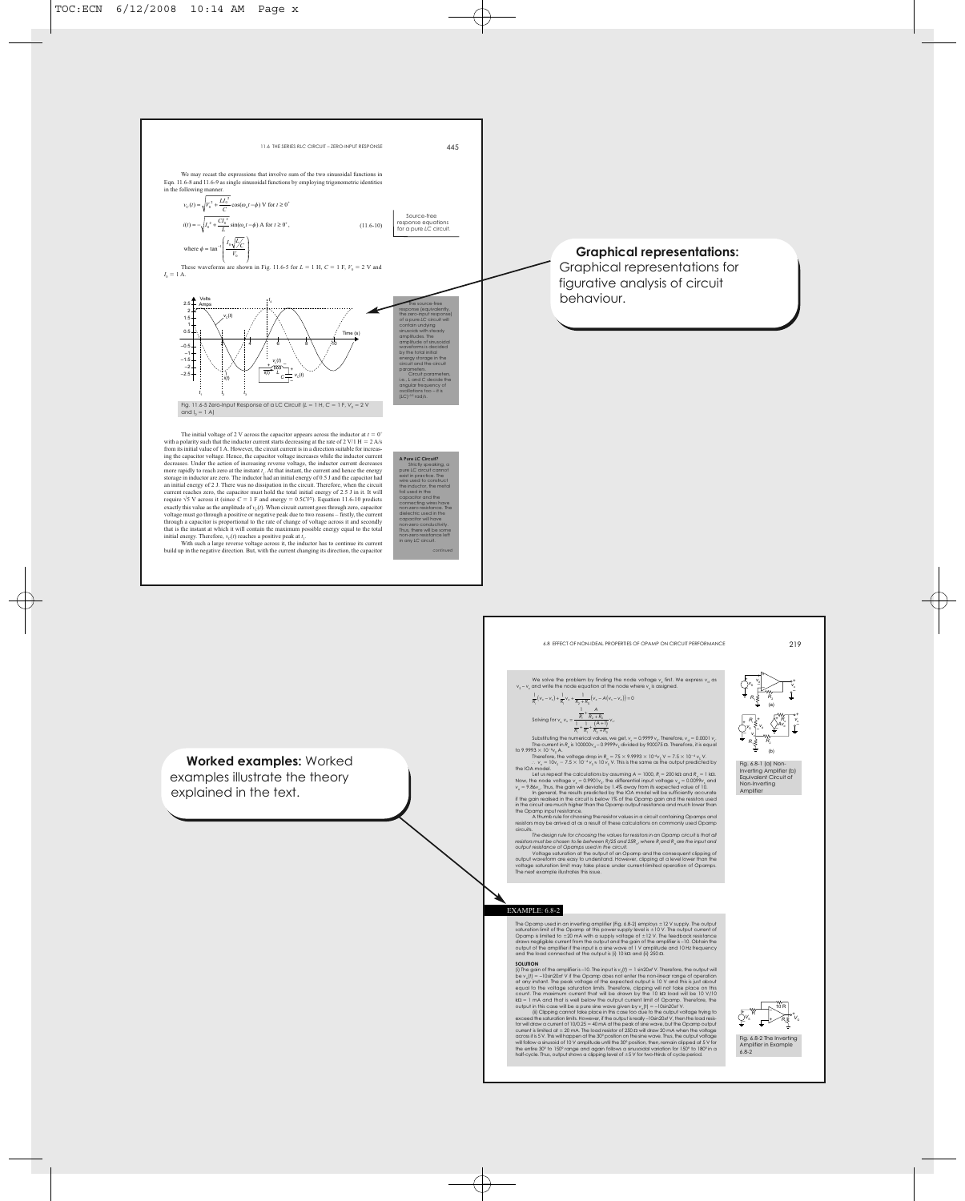**Graphical representations:** Graphical representations for figurative analysis of circuit behaviour.

**Worked examples:** Worked examples illustrate the theory explained in the text.

We may recast the expressions that involve sum of the two sinusoidal functions in Eqn. 11.6-8 and 11.6-9 as single sinusoidal functions by employing trigonometric identities in the following manner.

$$v_C(t) = \sqrt{V_0^2 + \frac{LI_0^2}{C}}\cos(\omega_n t - \phi) \text{ V for } t \geq 0^+$$

$$i(t) = -\sqrt{I_0^2 + \frac{CV_0^2}{L}}\sin(\omega_n t - \phi) \text{ A for } t \geq 0^+, \qquad (11.6\text{-}10)$$

$$\text{where } \phi = \tan^{-1}\left(\frac{I_0\sqrt{L/C}}{V_0}\right)$$

Source-free response equations for a pure *LC* circuit.

These waveforms are shown in Fig. 11.6-5 for $L = 1$ H, $C = 1$ F, $V_0 = 2$ V and $I_0 = 1$ A.

Fig. 11.6-5 Zero-Input Response of a LC Circuit ($L = 1$ H, $C = 1$ F, $V_0 = 2$ V and $I_0 = 1$ A)

The source-free response (equivalently, the zero-input response) of a pure *LC* circuit will contain undying sinusoids with steady amplitudes. The amplitude of sinusoidal waveforms is decided by the total initial energy storage in the circuit and the circuit parameters. Circuit parameters, i.e., *L* and *C* decide the angular frequency of oscillations too – it is $(LC)^{-0.5}$ rad/s.

The initial voltage of 2 V across the capacitor appears across the inductor at $t = 0^+$ with a polarity such that the inductor current starts decreasing at the rate of 2 V/1 H = 2 A/s from its initial value of 1 A. However, the circuit current is in a direction suitable for increasing the capacitor voltage. Hence, the capacitor voltage increases while the inductor current decreases. Under the action of increasing reverse voltage, the inductor current decreases more rapidly to reach zero at the instant $t_1$. At that instant, the current and hence the energy storage in inductor are zero. The inductor had an initial energy of 0.5 J and the capacitor had an initial energy of 2 J. There was no dissipation in the circuit. Therefore, when the circuit current reaches zero, the capacitor must hold the total initial energy of 2.5 J in it. It will require √5 V across it (since $C = 1$ F and energy $= 0.5CV^2$). Equation 11.6-10 predicts exactly this value as the amplitude of $v_C(t)$. When circuit current goes through zero, capacitor voltage must go through a positive or negative peak due to two reasons – firstly, the current through a capacitor is proportional to the rate of change of voltage across it and secondly that is the instant at which it will contain the maximum possible energy equal to the total initial energy. Therefore, $v_C(t)$ reaches a positive peak at $t_1$.

With such a large reverse voltage across it, the inductor has to continue its current build up in the negative direction. But, with the current changing its direction, the capacitor

**A Pure LC Circuit?**

Strictly speaking, a pure *LC* circuit cannot exist in practice. The wire used to construct the inductor, the metal foil used in the capacitor and the connecting wires have non-zero resistance. The dielectric used in the capacitor will have non-zero conductivity. Thus, there will be some non-zero resistance left in any *LC* circuit.

*continued*

We solve the problem by finding the node voltage $v_x$ first. We express $v_d$ as $v_s - v_x$ and write the node equation at the node where $v_x$ is assigned.

$$\frac{1}{R_i}(v_x - v_s) + \frac{1}{R_1}v_x + \frac{1}{R_2 + R_o}(v_x - A(v_s - v_x)) = 0$$

$$\text{Solving for } v_x, \; v_x = \frac{\dfrac{1}{R_i} + \dfrac{A}{R_2 + R_o}}{\dfrac{1}{R_i} + \dfrac{1}{R_1} + \dfrac{(A+1)}{R_2 + R_o}}v_s$$

Substituting the numerical values, we get, $v_x = 0.9999\,v_s$. Therefore, $v_d = 0.0001\,v_s$. The current in $R_o$ is $100000v_d - 0.9999v_s$ divided by 900075 Ω. Therefore, it is equal to $9.9993 \times 10^{-6}v_s$ A.

Therefore, the voltage drop in $R_o = 75 \times 9.9993 \times 10^{-6}v_s$ V $= 7.5 \times 10^{-4}\,v_s$ V.

$\therefore v_o = 10v_s - 7.5 \times 10^{-4} v_s \approx 10\,v_s$ V. This is the same as the output predicted by the IOA model.

Let us repeat the calculations by assuming $A = 1000$, $R_i = 200$ kΩ and $R_o = 1$ kΩ. Now, the node voltage $v_x = 0.9901v_s$, the differential input voltage $v_d = 0.0099v_s$ and $v_o = 9.86v_s$. Thus, the gain will deviate by 1.4% away from its expected value of 10.

In general, the results predicted by the IOA model will be sufficiently accurate if the gain realised in the circuit is below 1% of the Opamp gain and the resistors used in the circuit are much higher than the Opamp output resistance and much lower than the Opamp input resistance.

A thumb rule for choosing the resistor values in a circuit containing Opamps and resistors may be arrived at as a result of these calculations on commonly used Opamp circuits.

*The design rule for choosing the values for resistors in an Opamp circuit is that all resistors must be chosen to lie between $R_i$/25 and $25R_o$, where $R_i$ and $R_o$ are the input and output resistance of Opamps used in the circuit.*

Voltage saturation at the output of an Opamp and the consequent clipping of output waveform are easy to understand. However, clipping at a level lower than the voltage saturation limit may take place under current-limited operation of Opamps. The next example illustrates this issue.

Fig. 6.8-1 (a) Non-Inverting Amplifier (b) Equivalent Circuit of Non-Inverting Amplifier

**EXAMPLE: 6.8-2**

The Opamp used in an inverting amplifier (Fig. 6.8-2) employs ±12 V supply. The output saturation limit of the Opamp at this power supply level is ±10 V. The output current of Opamp is limited to ±20 mA with a supply voltage of ±12 V. The feedback resistance draws negligible current from the output and the gain of the amplifier is –10. Obtain the output of the amplifier if the input is a sine wave of 1 V amplitude and 10 Hz frequency and the load connected at the output is (i) 10 kΩ and (ii) 250 Ω.

**SOLUTION**

(i) The gain of the amplifier is –10. The input is $v_S(t) = 1\sin 20\pi t$ V. Therefore, the output will be $v_o(t) = -10\sin 20\pi t$ V if the Opamp does not enter the non-linear range of operation at any instant. The peak voltage of the expected output is 10 V and this is just about equal to the voltage saturation limits. Therefore, clipping will not take place on this count. The maximum current that will be drawn by the 10 kΩ load will be 10 V/10 kΩ = 1 mA and that is well below the output current limit of Opamp. Therefore, the output in this case will be a pure sine wave given by $v_o(t) = -10\sin 20\pi t$ V.

(ii) Clipping cannot take place in this case too due to the output voltage trying to exceed the saturation limits. However, if the output is really $-10\sin 20\pi t$ V, then the load resistor will draw a current of 10/0.25 = 40 mA at the peak of sine wave, but the Opamp output current is limited at ± 20 mA. The load resistor of 250 Ω will draw 20 mA when the voltage across it is 5 V. This will happen at the 30° position on the sine wave. Thus, the output voltage will follow a sinusoid of 10 V amplitude until the 30° position, then, remain clipped at 5 V for the entire 30° to 150° range and again follows a sinusoidal variation for 150° to 180° in a half-cycle. Thus, output shows a clipping level of ±5 V for two-thirds of cycle period.

Fig. 6.8-2 The Inverting Amplifier in Example 6.8-2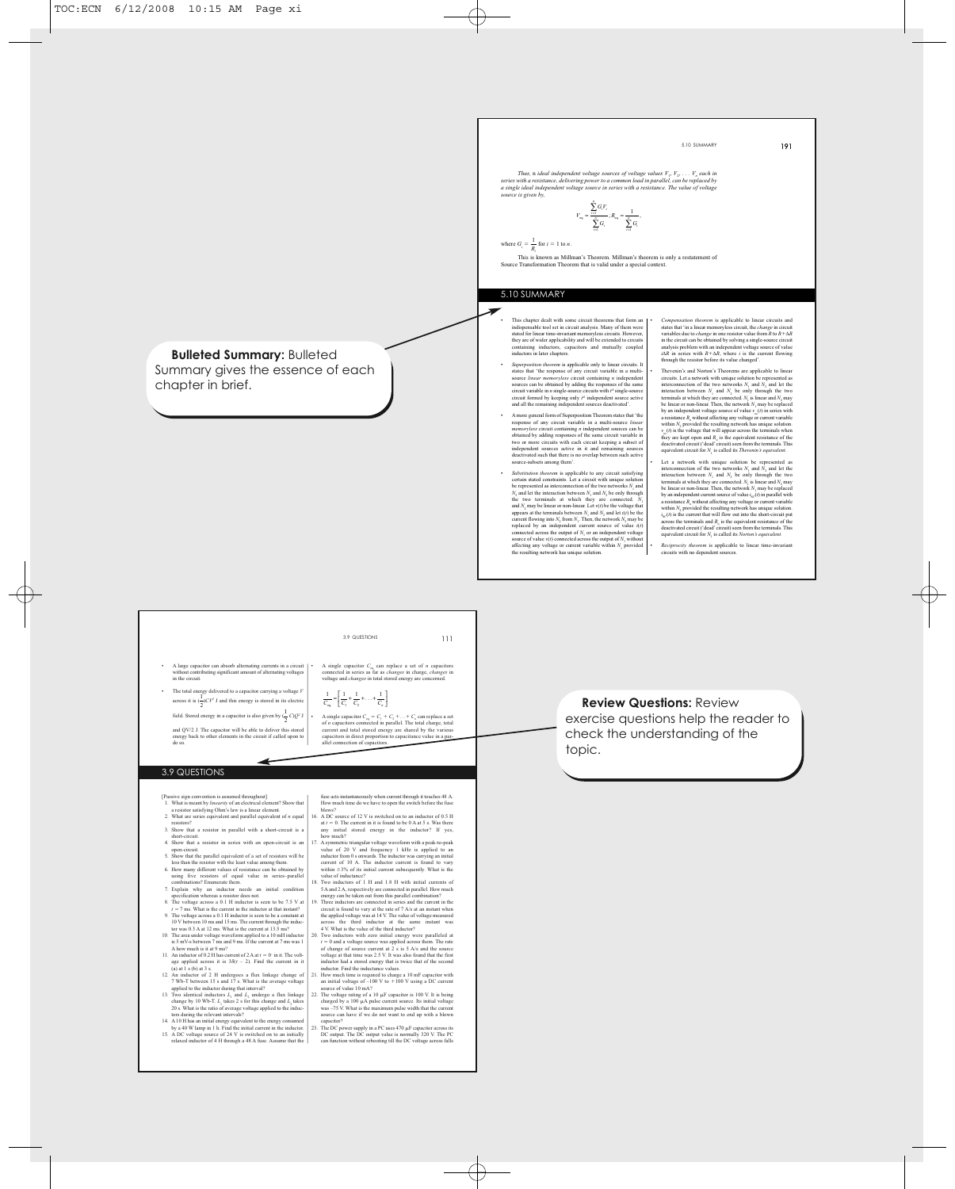Thus, n ideal independent voltage sources of voltage values $V_1, V_2, \ldots V_n$ each in series with a resistance, delivering power to a common load in parallel, can be replaced by a single ideal independent voltage source in series with a resistance. The value of voltage source is given by,

$$V_{eq} = \frac{\sum_{i=1}^{n} G_i V_i}{\sum_{i=1}^{n} G_i};\ R_{eq} = \frac{1}{\sum_{i=1}^{n} G_i}$$

where $G_i = \frac{1}{R_i}$ for $i = 1$ to $n$.

This is known as Millman's Theorem. Millman's theorem is only a restatement of Source Transformation Theorem that is valid under a special context.

## 5.10 SUMMARY

- This chapter dealt with some circuit theorems that form an indispensable tool set in circuit analysis. Many of them were stated for linear time-invariant memoryless circuits. However, they are of wider applicability and will be extended to circuits containing inductors, capacitors and mutually coupled inductors in later chapters.
- *Superposition theorem* is applicable only to linear circuits. It states that 'the response of any circuit variable in a multi-source *linear memoryless* circuit containing *n* independent sources can be obtained by adding the responses of the same circuit variable in *n* single-source circuits with $i^{th}$ single-source circuit formed by keeping only $i^{th}$ independent source active and all the remaining independent sources deactivated'.
- A more general form of Superposition Theorem states that 'the response of any circuit variable in a multi-source *linear memoryless* circuit containing *n* independent sources can be obtained by adding responses of the same circuit variable in two or more circuits with each circuit keeping a subset of independent sources active in it and remaining sources deactivated such that there is no overlap between such active source-subsets among them'.
- *Substitution theorem* is applicable to any circuit satisfying certain stated constraints. Let a circuit with unique solution be represented as interconnection of the two networks $N_1$ and $N_2$ and let the interaction between $N_1$ and $N_2$ be only through the two terminals at which they are connected. $N_1$ and $N_2$ may be linear or non-linear. Let $v(t)$ be the voltage that appears at the terminals between $N_1$ and $N_2$ and let $i(t)$ be the current flowing into $N_2$ from $N_1$. Then, the network $N_1$ may be replaced by an independent current source of value $i(t)$ connected across the output of $N_2$ or an independent voltage source of value $v(t)$ connected across the output of $N_2$ without affecting any voltage or current variable within $N_2$ provided the resulting network has unique solution.
- *Compensation theorem* is applicable to linear circuits and states that 'in a linear memoryless circuit, the *change* in circuit variables due to *change* in one resistor value from $R$ to $R+\Delta R$ in the circuit can be obtained by solving a single-source circuit analysis problem with an independent voltage source of value $i\Delta R$ in series with $R+\Delta R$, where $i$ is the current flowing through the resistor before its value changed'.
- Thevenin's and Norton's Theorems are applicable to linear circuits. Let a network with unique solution be represented as interconnection of the two networks $N_1$ and $N_2$ and let the interaction between $N_1$ and $N_2$ be only through the two terminals at which they are connected. $N_1$ is linear and $N_2$ may be linear or non-linear. Then, the network $N_1$ may be replaced by an independent voltage source of value $v_{oc}(t)$ in series with a resistance $R_o$ without affecting any voltage or current variable within $N_2$ provided the resulting network has unique solution. $v_{oc}(t)$ is the voltage that will appear across the terminals when they are kept open and $R_o$ is the equivalent resistance of the deactivated circuit ('dead' circuit) seen from the terminals. This equivalent circuit for $N_1$ is called its *Thevenin's equivalent*.
- Let a network with unique solution be represented as interconnection of the two networks $N_1$ and $N_2$ and let the interaction between $N_1$ and $N_2$ be only through the two terminals at which they are connected. $N_1$ is linear and $N_2$ may be linear or non-linear. Then, the network $N_1$ may be replaced by an independent current source of value $i_{sc}(t)$ in parallel with a resistance $R_o$ without affecting any voltage or current variable within $N_2$ provided the resulting network has unique solution. $i_{sc}(t)$ is the current that will flow out into the short-circuit put across the terminals and $R_o$ is the equivalent resistance of the deactivated circuit ('dead' circuit) seen from the terminals. This equivalent circuit for $N_1$ is called its *Norton's equivalent*.
- *Reciprocity theorem* is applicable to linear time-invariant circuits with no dependent sources.

**Bulleted Summary:** Bulleted Summary gives the essence of each chapter in brief.

- A large capacitor can absorb alternating currents in a circuit without contributing significant amount of alternating voltages in the circuit.
- The total energy delivered to a capacitor carrying a voltage $V$ across it is $(\frac{1}{2})CV^2$ J and this energy is stored in its electric field. Stored energy in a capacitor is also given by $(\frac{1}{2}C)Q^2$ J and $QV/2$ J. The capacitor will be able to deliver this stored energy back to other elements in the circuit if called upon to do so.
- A single capacitor $C_{eq}$ can replace a set of $n$ capacitors connected in series as far as *changes* in charge, *changes* in voltage and *changes* in total stored energy are concerned.

$$\frac{1}{C_{eq}} = \left[\frac{1}{C_1} + \frac{1}{C_2} + \ldots + \frac{1}{C_n}\right]$$

- A single capacitor $C_{eq} = C_1 + C_2 + \ldots + C_n$ can replace a set of $n$ capacitors connected in parallel. The total charge, total current and total stored energy are shared by the various capacitors in direct proportion to capacitance value in a parallel connection of capacitors.

## 3.9 QUESTIONS

[Passive sign convention is assumed throughout]

1. What is meant by *linearity* of an electrical element? Show that a resistor satisfying Ohm's law is a linear element.
2. What are series equivalent and parallel equivalent of $n$ equal resistors?
3. Show that a resistor in parallel with a short-circuit is a short-circuit.
4. Show that a resistor in series with an open-circuit is an open-circuit.
5. Show that the parallel equivalent of a set of resistors will be less than the resistor with the least value among them.
6. How many different values of resistance can be obtained by using five resistors of equal value in series–parallel combinations? Enumerate them.
7. Explain why an inductor needs an initial condition specification whereas a resistor does not.
8. The voltage across a 0.1 H inductor is seen to be 7.5 V at $t = 7$ ms. What is the current in the inductor at that instant?
9. The voltage across a 0.1 H inductor is seen to be a constant at 10 V between 10 ms and 15 ms. The current through the inductor was 0.3 A at 12 ms. What is the current at 13.5 ms?
10. The area under voltage waveform applied to a 10 mH inductor is 5 mV-s between 7 ms and 9 ms. If the current at 7 ms was 1 A how much is it at 9 ms?
11. An inductor of 0.2 H has current of 2 A at $t = 0$ in it. The voltage applied across it is $3\delta(t - 2)$. Find the current in it (a) at 1 s (b) at 3 s.
12. An inductor of 2 H undergoes a flux linkage change of 7 Wb-T between 15 s and 17 s. What is the average voltage applied to the inductor during that interval?
13. Two identical inductors $L_1$ and $L_2$ undergo a flux linkage change by 10 Wb-T. $L_1$ takes 2 s for this change and $L_2$ takes 20 s. What is the ratio of average voltage applied to the inductors during the relevant intervals?
14. A 10 H has an initial energy equivalent to the energy consumed by a 40 W lamp in 1 h. Find the initial current in the inductor.
15. A DC voltage source of 24 V is switched on to an initially relaxed inductor of 4 H through a 48 A fuse. Assume that the fuse acts instantaneously when current through it touches 48 A. How much time do we have to open the switch before the fuse blows?
16. A DC source of 12 V is switched on to an inductor of 0.5 H at $t = 0$. The current in it is found to be 0 A at 5 s. Was there any initial stored energy in the inductor? If yes, how much?
17. A symmetric triangular voltage waveform with a peak-to-peak value of 20 V and frequency 1 kHz is applied to an inductor from 0 s onwards. The inductor was carrying an initial current of 10 A. The inductor current is found to vary within ±3% of its initial current subsequently. What is the value of inductance?
18. Two inductors of 1 H and 1.8 H with initial currents of 5 A and 2 A, respectively are connected in parallel. How much energy can be taken out from this parallel combination?
19. Three inductors are connected in series and the current in the circuit is found to vary at the rate of 7 A/s at an instant when the applied voltage was at 14 V. The value of voltage measured across the third inductor at the same instant was 4 V. What is the value of the third inductor?
20. Two inductors with zero initial energy were paralleled at $t = 0$ and a voltage source was applied across them. The rate of change of source current at 2 s is 5 A/s and the source voltage at that time was 2.5 V. It was also found that the first inductor had a stored energy that is twice that of the second inductor. Find the inductance values.
21. How much time is required to charge a 10 mF capacitor with an initial voltage of –100 V to +100 V using a DC current source of value 10 mA?
22. The voltage rating of a 10 μF capacitor is 100 V. It is being charged by a 100 μA pulse current source. Its initial voltage was –75 V. What is the maximum pulse width that the current source can have if we do not want to end up with a blown capacitor?
23. The DC power supply in a PC uses 470 μF capacitor across its DC output. The DC output value is normally 320 V. The PC can function without rebooting till the DC voltage across falls

**Review Questions:** Review exercise questions help the reader to check the understanding of the topic.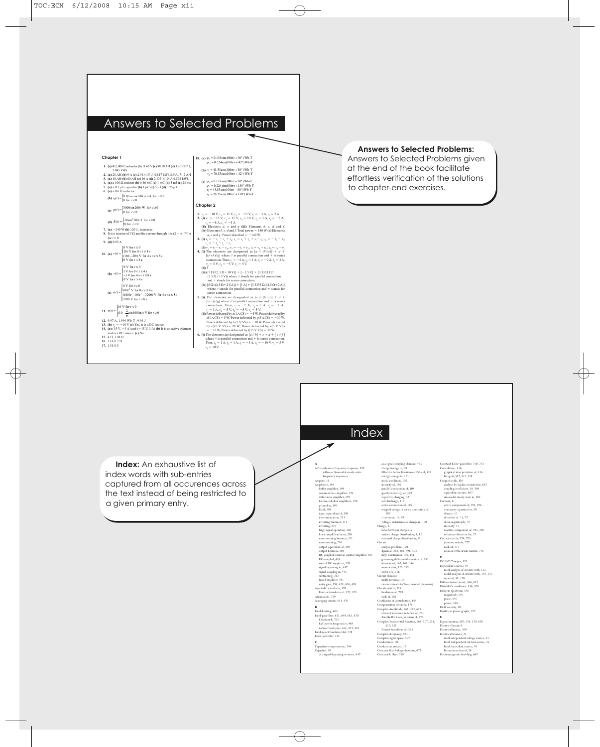## Answers to Selected Problems

### Chapter 1

1. **(a)** 432,000 Coulombs **(b)** 11.66 V **(c)** 88.18 AH **(d)** $3.76\times10^6$ J, 1.045 kWh
2. **(a)** 28 AH **(b)** 9 A **(c)** $2.94\times10^6$ J, 0.817 kWh 8.9 A, 71.2 AH
3. **(a)** 10 AH **(b)** 60 AH **(c)** 10 A **(d)** $2.133\times10^6$ J, 0.593 kWh
4. **(a)** a 100 Ω resistor **(b)** 0.36 mC **(c)** 1 mC **(d)** 5 mJ **(e)** 23 ms
5. **(a)** a 0.1 μF capacitor **(b)** 1 μC **(c)** 5 μJ **(d)** 3.75 μJ
6. **(a)** a 0.6 H inductor

   **(b)** $q(t)=\begin{cases}0.1(1-\cos100t)\text{ coul for } t\geq0\\0\text{ for } t<0\end{cases}$

   **(c)** $p(t)=\begin{cases}3000\sin200t\text{ W for } t\geq0\\0\text{ for } t<0\end{cases}$

   **(d)** $E(t)=\begin{cases}30\sin^2100t\text{ J for } t\geq0\\0\text{ for } t<0\end{cases}$
7. **(a)** −240 W **(b)** 120 J, increases
8. It is a resistor of 5 Ω and the current through it is $(2-e^{-100t})$ A for $t\geq0$.
9. **(d)** 0.85 A
10. **(a)** $v(t)=\begin{cases}0\text{ V for } t\leq0\\20t\text{ V for } 0<t\leq4\text{ s}\\(160-20t)\text{ V for } 4\text{ s}<t\leq8\text{ s}\\0\text{ V for } t>8\text{ s}\end{cases}$

    **(b)** $v(t)=\begin{cases}0\text{ V for } t\leq0\\1\text{ V for } 0<t\leq4\text{ s}\\-1\text{ V for } 4\text{ s}<t\leq8\text{ s}\\0\text{ V for } t>8\text{ s}\end{cases}$

    **(c)** $v(t)=\begin{cases}0\text{ V for } t\leq0\\100t^2\text{ V for } 0<t\leq4\text{ s}\\(1600t-100t^2-3200)\text{ V for } 4\text{ s}<t\leq8\text{ s}\\3200\text{ V for } t>8\text{ s}\end{cases}$
11. $v(t)=\begin{cases}10\text{ V for } t<0\\(10-\frac{2}{\pi}\sin1000\pi t)\text{ V for } t\geq0\end{cases}$
12. 9.97 A, 1.994 Wb-T, 9.94 J
13. **(b)** $v_s=-10$ V **(c)** Yes, it is a DC source
14. **(a)** (15 V, −3 A) and (−15 V, 3 A) **(b)** It is an active element and is a DC source. **(c)** No
15. 4 H, 1.98 H
16. 1 H, 0.7 H
17. 1 H, 0.5
18. **(a)** $\psi_1=0.139\sin(100\pi t+30°)$ Wb-T
    $\psi_2=0.224\sin(100\pi t+42°)$ Wb-T

    **(b)** $v_1=43.53\cos(100\pi t+30°)$ Wb-T
    $v_2=70.35\cos(100\pi t+42°)$ Wb-T

    **(c)** $\psi_1=0.139\sin(100\pi t-30°)$ Wb-T
    $\psi_2=0.224\sin(100\pi t+138°)$ Wb-T
    $v_1=43.53\cos(100\pi t-30°)$ Wb-T
    $v_2=70.35\cos(100\pi t+138°)$ Wb-T

### Chapter 2

1. $v_2=-10$ V, $v_d=15$ V, $v_h=-15$ V, $i_c=-3$ A, $i_h=2$ A
2. **(i)** $v_f=-15$ V, $v_h=15$ V, $v_e=10$ V, $i_c=3$ A, $i_e=-5$ A, $i_d=-8$ A, $i_g=-5$ A
   **(ii)** Elements *a*, *e* and *g* **(iii)** Elements *b*, *c*, *d* and *f*.
   **(iv)** Elements *b*, *c*, *d* and *f*. Total power = −140 W **(v)** Elements *a*, *e* and *g*. Power absorbed = −140 W
3. **(i)** $i_a=-i_c-i_f+i_g$; $i_b=i_c+i_f+i_e-i_g$; $i_h=-i_f-i_c$; $i_d=-i_f-i_e-i_c$
   **(ii)** $v_a=v_c-v_h-v_g$; $v_b=-v_h+v_c$; $v_e=v_d+v_g$; $v_f=v_c-v_h$
4. **(i)** The elements are designated as $[a\ //\ (b+c)]+d+[(e+f)//g]$ where // is parallel connection and + is series connection. Then, $i_c=-2$ A, $i_d=1$ A, $i_e=-2$ A, $i_g=3$ A, $v_a=5$ V, $v_h=-5$ V, $v_e=5$ V.
   **(ii)** 3
   **(iii)** [5 Ω//(2.5 Ω+10 V)] + [−1.5 V] + [3.3333 Ω//(2.5 Ω+15 V)] where // stands for parallel connection and + stands for series connection.
   **(iv)** [5 Ω//(2.5 Ω+2.5 A)] + [1 A] + [3.3333 Ω//(2.5 Ω+2 A)] where // stands for parallel connection and + stands for series connection.
5. **(i)** The elements are designated as $[a\ //\ (b+c)]+d+[(e+f)//g]$ where // is parallel connection and + is series connection. Then, $i_c=-2$ A, $i_d=1$ A, $i_e=-2$ A, $i_g=3$ A, $v_a=5$ V, $v_d=-5$ V, $v_e=5$ V.
   **(ii)** Power delivered by *a*(1 A CS) = −5 W, Power delivered by *d*(1 A CS) = 5 W, Power delivered by *g*(3 A CS) = −30 W. Power delivered by *b* (5 V VS) = −10 W, Power delivered by *c*(10 V VS) = 20 W. Power delivered by *e*(5 V VS) = −10 W, Power delivered by *f*(15 V VS) = 30 W.
6. **(i)** The elements are designated as $[a//b]+c+d+[e//f]$ where // is parallel connection and + is series connection. Then, $i_b=1$ A, $i_d=1$ A, $i_f=-3$ A, $v_b=-10$ V, $v_c=5$ V, $v_f=10$ V.

**Answers to Selected Problems:** Answers to Selected Problems given at the end of the book facilitate effortless verification of the solutions to chapter-end exercises.

## Index

**A**

AC steady-state frequency response, 399
 (Also *see* Sinusoidal steady-state frequency response)
Ampere, 11
Amplifiers, 198
 buffer amplifier, 194
 common base amplifier, 194
 differential amplifier, 195
 features of ideal amplifiers, 198
 ground in, 199
 Ideal, 198
 input equivalent of, 198
 instrumentation, 213
 inverting Summer, 211
 inverting, 210
 large-signal operation, 203
 linear amplification in, 200
 non-inverting Summer, 211
 non-inverting, 210
 output equivalent of, 198
 output limits in, 203
 RC-coupled common emitter amplifier, 182
 RC-coupled, 435
 role of DC supply in, 199
 signal bypassing in, 437
 signal-coupling in, 435
 subtracting, 212
 tuned amplifier, 481
 unity gain, 194, 423, 424, 498
Aperiodic waveform, 570
 Fourier transform of, 572, 575
Attenuators, 729
Averaging circuit, 433, 470

**B**

Band-limiting, 605
Band-pass filter, 611, 649, 665, 670
 Constant-k, 725
 half-power frequencies, 468
 narrow band-pass, 464, 473, 481
Band-reject function, 666, 728
Buck converter, 413

**C**

Capacitive compensation, 384
Capacitor, 99
 as a signal-bypassing element, 437
 as a signal-coupling element, 435
 charge storage in, 99
 Effective Series Resistance (ESR) of, 553
 energy storage in, 101
 initial condition, 100
 linearity of, 101
 parallel connection of, 108
 quality factor (Q) of, 469
 repetitive charging, 421
 self-discharge, 417
 series connection of, 105
 trapped energy in series connection of, 107
 v-i relation, 16, 99
 voltage, instantaneous change in, 100
Charge, 4
 force between charges, 5
 surface charge distribution, 9, 12
 terminal charge distribution, 15
Circuit
 analysis problem, 120
 dynamic, 262, 384, 498, 503
 fully constrained, 130, 131
 governing differential equation of, 263
 linearity of, 162, 163, 384
 memoryless, 120, 275
 order of a, 106
Circuit element
 multi-terminal, 36
 two-terminal (*See* Two-terminal elements)
Circuit matrix, 758
 fundamental, 759
 rank of, 761
Coefficient of contribution, 164
Compensation theorem, 176
Complex Amplitude, 268, 272, 627
 element relations, in terms of, 271
 Kirchhoff's Laws, in terms of, 270
Complex Exponential function, 266, 507, 528, 620, 625
 Fourier transform of, 595
Complex frequency, 624
Complex signal space, 507
Conductance, 70
Conduction process, 12
Constant flux-linkage theorem, 672
Constant-k filter, 730
Constant-k low-pass filter, 710, 713
Convolution, 516
 graphical interpretation of, 516
 Integral, 513, 517, 518
Coupled coils, 302
 analysis by Laplace transforms, 667
 coupling coefficient, 38, 304
 equivalent circuits, 667
 sinusoidal steady-state in, 302
Current, 11
 active component of, 295, 296
 continuity equation for, 50
 density, 10
 direction of, 11, 27
 division principle, 72
 intensity, 11
 reactive component of, 295, 296
 reference direction for, 27
Cut-set matrix, 774, 775
 f-cut-set matrix, 777
 rank of, 777
 relation with circuit matrix, 776

**D**

DC-DC Chopper, 552
Dependent sources, 39
 mesh analysis of circuits with, 153
 nodal analysis of circuits with, 134, 137
 types of, 39, 120
Differentiator circuit, 566, 657
Dirichlet's conditions, 536, 578
Discrete spectrum, 546
 magnitude, 546
 phase, 546
 power, 558
Drift velocity, 10
Duality in planar graphs, 772

**E**

Eigen function, 507, 528, 529, 620
Electric Circuit, 4
Electrical Inertia, 369
Electrical Sources, 24
 ideal independent voltage source, 24
 Ideal independent current source, 25
 Ideal dependent source, 39
 Interconnection of, 54
Electromagnetic shielding, 667

**Index:** An exhaustive list of index words with sub-entries captured from all occurences across the text instead of being restricted to a given primary entry.